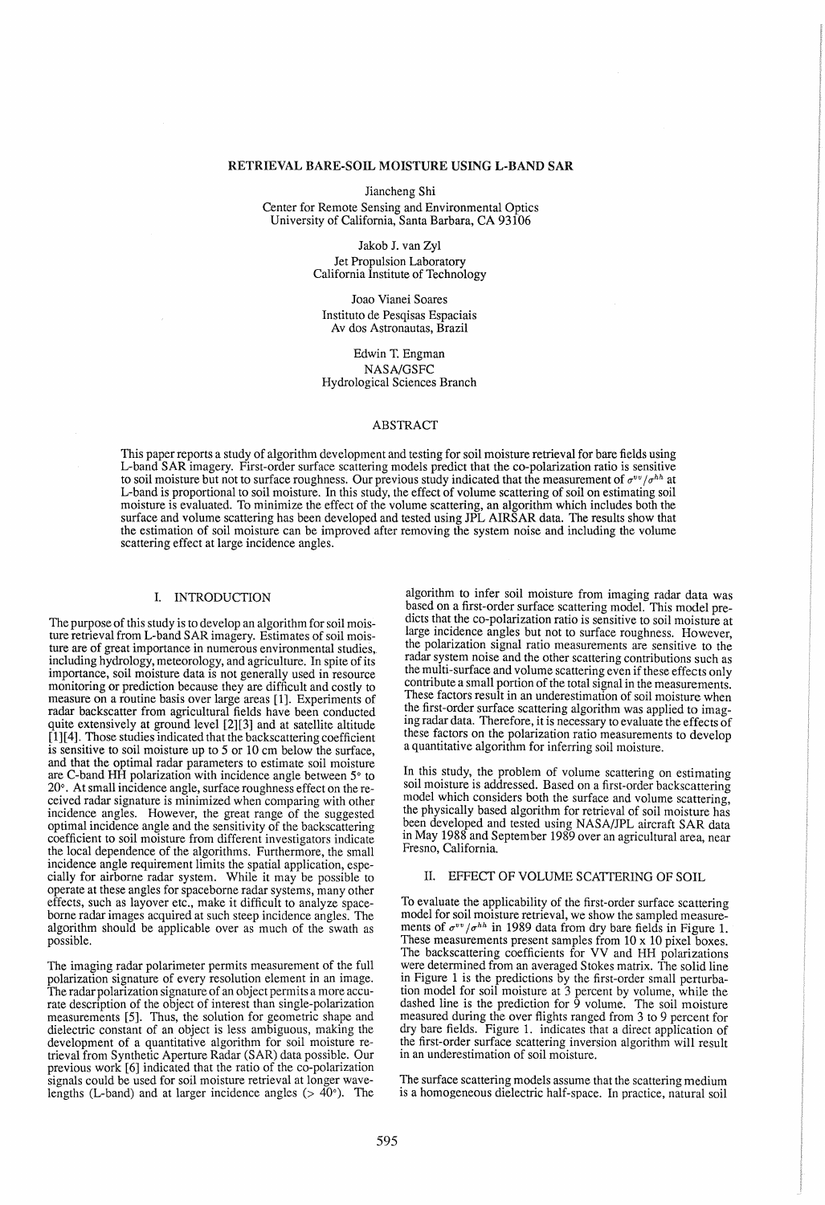# RETRIEVAL BARE-SOIL MOISTURE USING L-BAND SAR

Jiancheng Shi
Center for Remote Sensing and Environmental Optics
University of California, Santa Barbara, CA 93106

Jakob J. van Zyl
Jet Propulsion Laboratory
California Institute of Technology

Joao Vianei Soares
Instituto de Pesqisas Espaciais
Av dos Astronautas, Brazil

Edwin T. Engman
NASA/GSFC
Hydrological Sciences Branch

## ABSTRACT

This paper reports a study of algorithm development and testing for soil moisture retrieval for bare fields using L-band SAR imagery. First-order surface scattering models predict that the co-polarization ratio is sensitive to soil moisture but not to surface roughness. Our previous study indicated that the measurement of $\sigma^{vv}/\sigma^{hh}$ at L-band is proportional to soil moisture. In this study, the effect of volume scattering of soil on estimating soil moisture is evaluated. To minimize the effect of the volume scattering, an algorithm which includes both the surface and volume scattering has been developed and tested using JPL AIRSAR data. The results show that the estimation of soil moisture can be improved after removing the system noise and including the volume scattering effect at large incidence angles.

## I. INTRODUCTION

The purpose of this study is to develop an algorithm for soil moisture retrieval from L-band SAR imagery. Estimates of soil moisture are of great importance in numerous environmental studies, including hydrology, meteorology, and agriculture. In spite of its importance, soil moisture data is not generally used in resource monitoring or prediction because they are difficult and costly to measure on a routine basis over large areas [1]. Experiments of radar backscatter from agricultural fields have been conducted quite extensively at ground level [2][3] and at satellite altitude [1][4]. Those studies indicated that the backscattering coefficient is sensitive to soil moisture up to 5 or 10 cm below the surface, and that the optimal radar parameters to estimate soil moisture are C-band HH polarization with incidence angle between 5° to 20°. At small incidence angle, surface roughness effect on the received radar signature is minimized when comparing with other incidence angles. However, the great range of the suggested optimal incidence angle and the sensitivity of the backscattering coefficient to soil moisture from different investigators indicate the local dependence of the algorithms. Furthermore, the small incidence angle requirement limits the spatial application, especially for airborne radar system. While it may be possible to operate at these angles for spaceborne radar systems, many other effects, such as layover etc., make it difficult to analyze spaceborne radar images acquired at such steep incidence angles. The algorithm should be applicable over as much of the swath as possible.

The imaging radar polarimeter permits measurement of the full polarization signature of every resolution element in an image. The radar polarization signature of an object permits a more accurate description of the object of interest than single-polarization measurements [5]. Thus, the solution for geometric shape and dielectric constant of an object is less ambiguous, making the development of a quantitative algorithm for soil moisture retrieval from Synthetic Aperture Radar (SAR) data possible. Our previous work [6] indicated that the ratio of the co-polarization signals could be used for soil moisture retrieval at longer wavelengths (L-band) and at larger incidence angles (> 40°). The algorithm to infer soil moisture from imaging radar data was based on a first-order surface scattering model. This model predicts that the co-polarization ratio is sensitive to soil moisture at large incidence angles but not to surface roughness. However, the polarization signal ratio measurements are sensitive to the radar system noise and the other scattering contributions such as the multi-surface and volume scattering even if these effects only contribute a small portion of the total signal in the measurements. These factors result in an underestimation of soil moisture when the first-order surface scattering algorithm was applied to imaging radar data. Therefore, it is necessary to evaluate the effects of these factors on the polarization ratio measurements to develop a quantitative algorithm for inferring soil moisture.

In this study, the problem of volume scattering on estimating soil moisture is addressed. Based on a first-order backscattering model which considers both the surface and volume scattering, the physically based algorithm for retrieval of soil moisture has been developed and tested using NASA/JPL aircraft SAR data in May 1988 and September 1989 over an agricultural area, near Fresno, California.

## II. EFFECT OF VOLUME SCATTERING OF SOIL

To evaluate the applicability of the first-order surface scattering model for soil moisture retrieval, we show the sampled measurements of $\sigma^{vv}/\sigma^{hh}$ in 1989 data from dry bare fields in Figure 1. These measurements present samples from 10 x 10 pixel boxes. The backscattering coefficients for VV and HH polarizations were determined from an averaged Stokes matrix. The solid line in Figure 1 is the predictions by the first-order small perturbation model for soil moisture at 3 percent by volume, while the dashed line is the prediction for 9 volume. The soil moisture measured during the over flights ranged from 3 to 9 percent for dry bare fields. Figure 1. indicates that a direct application of the first-order surface scattering inversion algorithm will result in an underestimation of soil moisture.

The surface scattering models assume that the scattering medium is a homogeneous dielectric half-space. In practice, natural soil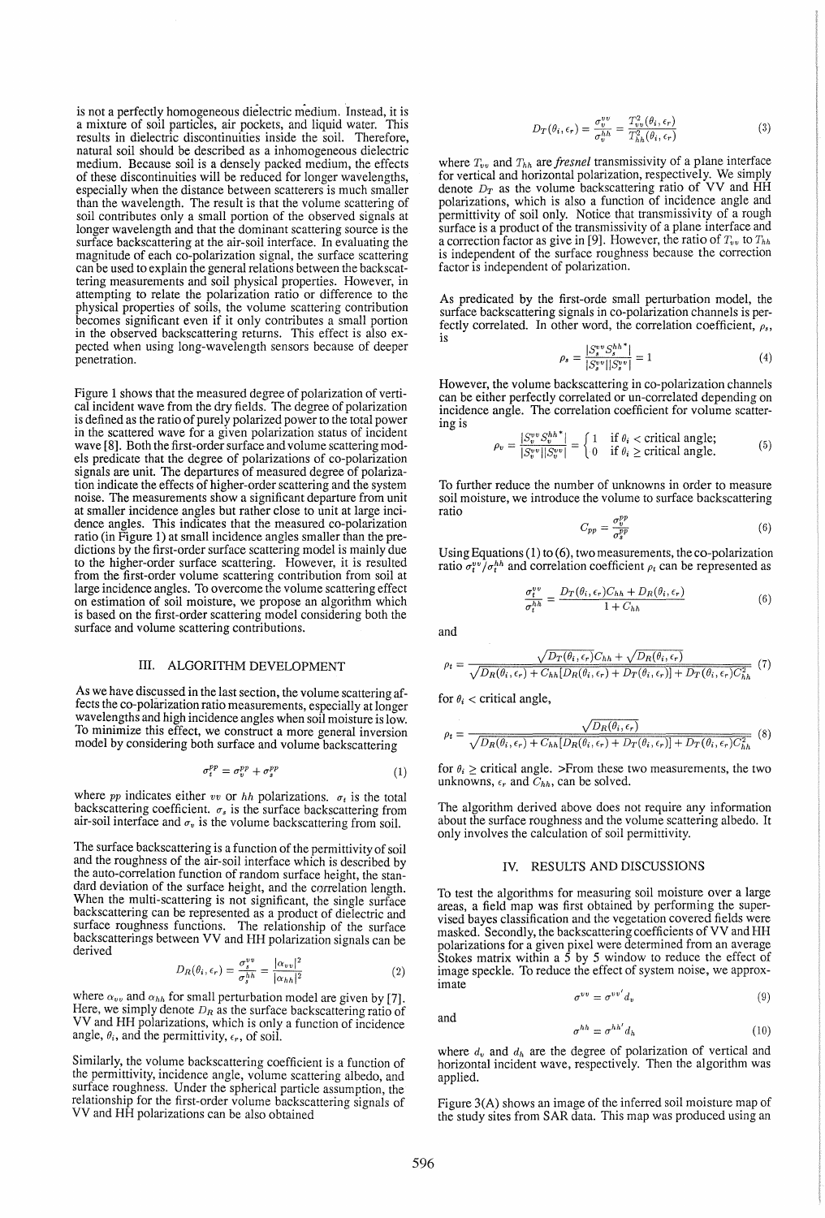is not a perfectly homogeneous dielectric medium. Instead, it is a mixture of soil particles, air pockets, and liquid water. This results in dielectric discontinuities inside the soil. Therefore, natural soil should be described as a inhomogeneous dielectric medium. Because soil is a densely packed medium, the effects of these discontinuities will be reduced for longer wavelengths, especially when the distance between scatterers is much smaller than the wavelength. The result is that the volume scattering of soil contributes only a small portion of the observed signals at longer wavelength and that the dominant scattering source is the surface backscattering at the air-soil interface. In evaluating the magnitude of each co-polarization signal, the surface scattering can be used to explain the general relations between the backscattering measurements and soil physical properties. However, in attempting to relate the polarization ratio or difference to the physical properties of soils, the volume scattering contribution becomes significant even if it only contributes a small portion in the observed backscattering returns. This effect is also expected when using long-wavelength sensors because of deeper penetration.

Figure 1 shows that the measured degree of polarization of vertical incident wave from the dry fields. The degree of polarization is defined as the ratio of purely polarized power to the total power in the scattered wave for a given polarization status of incident wave [8]. Both the first-order surface and volume scattering models predicate that the degree of polarizations of co-polarization signals are unit. The departures of measured degree of polarization indicate the effects of higher-order scattering and the system noise. The measurements show a significant departure from unit at smaller incidence angles but rather close to unit at large incidence angles. This indicates that the measured co-polarization ratio (in Figure 1) at small incidence angles smaller than the predictions by the first-order surface scattering model is mainly due to the higher-order surface scattering. However, it is resulted from the first-order volume scattering contribution from soil at large incidence angles. To overcome the volume scattering effect on estimation of soil moisture, we propose an algorithm which is based on the first-order scattering model considering both the surface and volume scattering contributions.

## III. ALGORITHM DEVELOPMENT

As we have discussed in the last section, the volume scattering affects the co-polarization ratio measurements, especially at longer wavelengths and high incidence angles when soil moisture is low. To minimize this effect, we construct a more general inversion model by considering both surface and volume backscattering

$$\sigma_t^{pp} = \sigma_v^{pp} + \sigma_s^{pp} \tag{1}$$

where $pp$ indicates either $vv$ or $hh$ polarizations. $\sigma_t$ is the total backscattering coefficient. $\sigma_s$ is the surface backscattering from air-soil interface and $\sigma_v$ is the volume backscattering from soil.

The surface backscattering is a function of the permittivity of soil and the roughness of the air-soil interface which is described by the auto-correlation function of random surface height, the standard deviation of the surface height, and the correlation length. When the multi-scattering is not significant, the single surface backscattering can be represented as a product of dielectric and surface roughness functions. The relationship of the surface backscatterings between VV and HH polarization signals can be derived

$$D_R(\theta_i, \epsilon_r) = \frac{\sigma_s^{vv}}{\sigma_s^{hh}} = \frac{|\alpha_{vv}|^2}{|\alpha_{hh}|^2} \tag{2}$$

where $\alpha_{vv}$ and $\alpha_{hh}$ for small perturbation model are given by [7]. Here, we simply denote $D_R$ as the surface backscattering ratio of VV and HH polarizations, which is only a function of incidence angle, $\theta_i$, and the permittivity, $\epsilon_r$, of soil.

Similarly, the volume backscattering coefficient is a function of the permittivity, incidence angle, volume scattering albedo, and surface roughness. Under the spherical particle assumption, the relationship for the first-order volume backscattering signals of VV and HH polarizations can be also obtained

$$D_T(\theta_i, \epsilon_r) = \frac{\sigma_v^{vv}}{\sigma_v^{hh}} = \frac{T_{vv}^2(\theta_i, \epsilon_r)}{T_{hh}^2(\theta_i, \epsilon_r)} \tag{3}$$

where $T_{vv}$ and $T_{hh}$ are *fresnel* transmissivity of a plane interface for vertical and horizontal polarization, respectively. We simply denote $D_T$ as the volume backscattering ratio of VV and HH polarizations, which is also a function of incidence angle and permittivity of soil only. Notice that transmissivity of a rough surface is a product of the transmissivity of a plane interface and a correction factor as give in [9]. However, the ratio of $T_{vv}$ to $T_{hh}$ is independent of the surface roughness because the correction factor is independent of polarization.

As predicated by the first-orde small perturbation model, the surface backscattering signals in co-polarization channels is perfectly correlated. In other word, the correlation coefficient, $\rho_s$, is

$$\rho_s = \frac{|S_s^{vv} S_s^{hh^*}|}{|S_s^{vv}||S_s^{vv}|} = 1 \tag{4}$$

However, the volume backscattering in co-polarization channels can be either perfectly correlated or un-correlated depending on incidence angle. The correlation coefficient for volume scattering is

$$\rho_v = \frac{|S_v^{vv} S_v^{hh^*}|}{|S_v^{vv}||S_v^{vv}|} = \begin{cases} 1 & \text{if } \theta_i < \text{critical angle;} \\ 0 & \text{if } \theta_i \geq \text{critical angle.} \end{cases} \tag{5}$$

To further reduce the number of unknowns in order to measure soil moisture, we introduce the volume to surface backscattering ratio

$$C_{pp} = \frac{\sigma_v^{pp}}{\sigma_s^{pp}} \tag{6}$$

Using Equations (1) to (6), two measurements, the co-polarization ratio $\sigma_t^{vv}/\sigma_t^{hh}$ and correlation coefficient $\rho_t$ can be represented as

$$\frac{\sigma_t^{vv}}{\sigma_t^{hh}} = \frac{D_T(\theta_i, \epsilon_r) C_{hh} + D_R(\theta_i, \epsilon_r)}{1 + C_{hh}} \tag{6}$$

and

$$\rho_t = \frac{\sqrt{D_T(\theta_i, \epsilon_r)} C_{hh} + \sqrt{D_R(\theta_i, \epsilon_r)}}{\sqrt{D_R(\theta_i, \epsilon_r) + C_{hh}[D_R(\theta_i, \epsilon_r) + D_T(\theta_i, \epsilon_r)] + D_T(\theta_i, \epsilon_r) C_{hh}^2}} \tag{7}$$

for $\theta_i <$ critical angle,

$$\rho_t = \frac{\sqrt{D_R(\theta_i, \epsilon_r)}}{\sqrt{D_R(\theta_i, \epsilon_r) + C_{hh}[D_R(\theta_i, \epsilon_r) + D_T(\theta_i, \epsilon_r)] + D_T(\theta_i, \epsilon_r) C_{hh}^2}} \tag{8}$$

for $\theta_i \geq$ critical angle. >From these two measurements, the two unknowns, $\epsilon_r$ and $C_{hh}$, can be solved.

The algorithm derived above does not require any information about the surface roughness and the volume scattering albedo. It only involves the calculation of soil permittivity.

## IV. RESULTS AND DISCUSSIONS

To test the algorithms for measuring soil moisture over a large areas, a field map was first obtained by performing the supervised bayes classification and the vegetation covered fields were masked. Secondly, the backscattering coefficients of VV and HH polarizations for a given pixel were determined from an average Stokes matrix within a 5 by 5 window to reduce the effect of image speckle. To reduce the effect of system noise, we approximate

$$\sigma^{vv} = \sigma^{vv'} d_v \tag{9}$$

and

$$\sigma^{hh} = \sigma^{hh'} d_h \tag{10}$$

where $d_v$ and $d_h$ are the degree of polarization of vertical and horizontal incident wave, respectively. Then the algorithm was applied.

Figure 3(A) shows an image of the inferred soil moisture map of the study sites from SAR data. This map was produced using an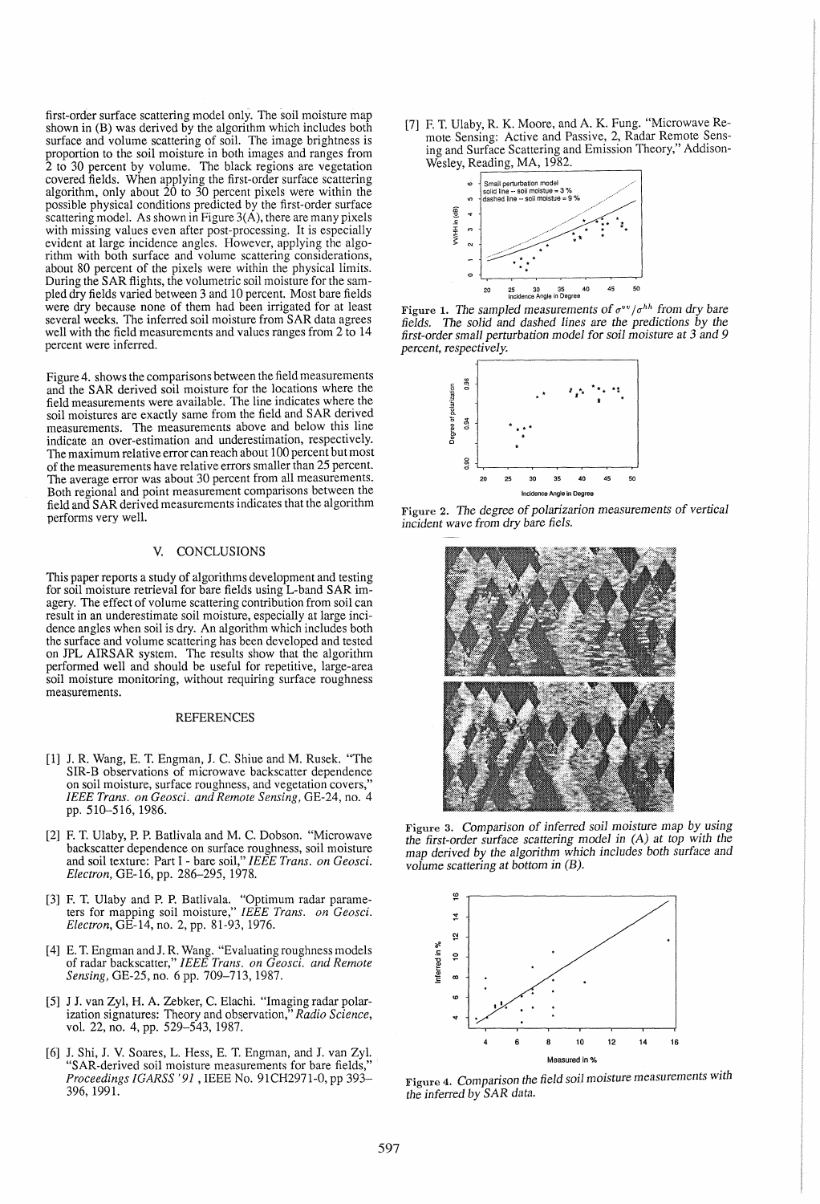first-order surface scattering model only. The soil moisture map shown in (B) was derived by the algorithm which includes both surface and volume scattering of soil. The image brightness is proportion to the soil moisture in both images and ranges from 2 to 30 percent by volume. The black regions are vegetation covered fields. When applying the first-order surface scattering algorithm, only about 20 to 30 percent pixels were within the possible physical conditions predicted by the first-order surface scattering model. As shown in Figure 3(A), there are many pixels with missing values even after post-processing. It is especially evident at large incidence angles. However, applying the algorithm with both surface and volume scattering considerations, about 80 percent of the pixels were within the physical limits. During the SAR flights, the volumetric soil moisture for the sampled dry fields varied between 3 and 10 percent. Most bare fields were dry because none of them had been irrigated for at least several weeks. The inferred soil moisture from SAR data agrees well with the field measurements and values ranges from 2 to 14 percent were inferred.

Figure 4. shows the comparisons between the field measurements and the SAR derived soil moisture for the locations where the field measurements were available. The line indicates where the soil moistures are exactly same from the field and SAR derived measurements. The measurements above and below this line indicate an over-estimation and underestimation, respectively. The maximum relative error can reach about 100 percent but most of the measurements have relative errors smaller than 25 percent. The average error was about 30 percent from all measurements. Both regional and point measurement comparisons between the field and SAR derived measurements indicates that the algorithm performs very well.

## V. CONCLUSIONS

This paper reports a study of algorithms development and testing for soil moisture retrieval for bare fields using L-band SAR imagery. The effect of volume scattering contribution from soil can result in an underestimate soil moisture, especially at large incidence angles when soil is dry. An algorithm which includes both the surface and volume scattering has been developed and tested on JPL AIRSAR system. The results show that the algorithm performed well and should be useful for repetitive, large-area soil moisture monitoring, without requiring surface roughness measurements.

## REFERENCES

[1] J. R. Wang, E. T. Engman, J. C. Shiue and M. Rusek. "The SIR-B observations of microwave backscatter dependence on soil moisture, surface roughness, and vegetation covers," *IEEE Trans. on Geosci. and Remote Sensing,* GE-24, no. 4 pp. 510–516, 1986.

[2] F. T. Ulaby, P. P. Batlivala and M. C. Dobson. "Microwave backscatter dependence on surface roughness, soil moisture and soil texture: Part I - bare soil," *IEEE Trans. on Geosci. Electron,* GE-16, pp. 286–295, 1978.

[3] F. T. Ulaby and P. P. Batlivala. "Optimum radar parameters for mapping soil moisture," *IEEE Trans. on Geosci. Electron,* GE-14, no. 2, pp. 81-93, 1976.

[4] E. T. Engman and J. R. Wang. "Evaluating roughness models of radar backscatter," *IEEE Trans. on Geosci. and Remote Sensing,* GE-25, no. 6 pp. 709–713, 1987.

[5] J J. van Zyl, H. A. Zebker, C. Elachi. "Imaging radar polarization signatures: Theory and observation," *Radio Science,* vol. 22, no. 4, pp. 529–543, 1987.

[6] J. Shi, J. V. Soares, L. Hess, E. T. Engman, and J. van Zyl. "SAR-derived soil moisture measurements for bare fields," *Proceedings IGARSS '91*, IEEE No. 91CH2971-0, pp 393–396, 1991.

[7] F. T. Ulaby, R. K. Moore, and A. K. Fung. "Microwave Remote Sensing: Active and Passive, 2, Radar Remote Sensing and Surface Scattering and Emission Theory," Addison-Wesley, Reading, MA, 1982.

Small perturbation model
solid line -- soil moistue = 3 %
dashed line -- soil moistue = 9 %
VV/HH in (dB)
Incidence Angle in Degree

Figure 1. *The sampled measurements of $\sigma^{vv}/\sigma^{hh}$ from dry bare fields. The solid and dashed lines are the predictions by the first-order small perturbation model for soil moisture at 3 and 9 percent, respectively.*

Degree of polarization
Incidence Angle in Degree

Figure 2. *The degree of polarizarion measurements of vertical incident wave from dry bare fiels.*

Figure 3. *Comparison of inferred soil moisture map by using the first-order surface scattering model in (A) at top with the map derived by the algorithm which includes both surface and volume scattering at bottom in (B).*

Inferred in %
Measured in %

Figure 4. *Comparison the field soil moisture measurements with the inferred by SAR data.*